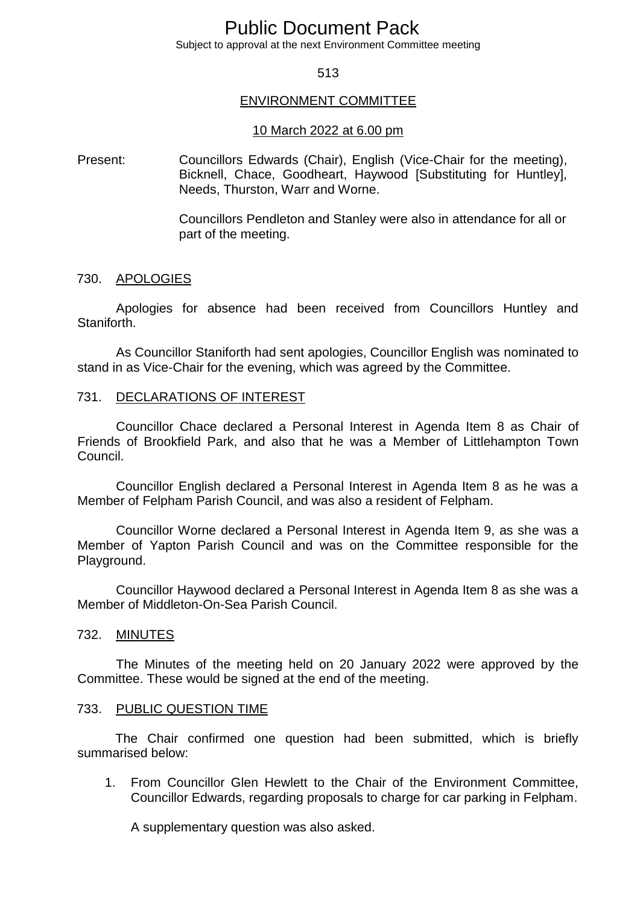# Public Document Pack

Subject to approval at the next Environment Committee meeting

## ENVIRONMENT COMMITTEE

### 10 March 2022 at 6.00 pm

Present: Councillors Edwards (Chair), English (Vice-Chair for the meeting), Bicknell, Chace, Goodheart, Haywood [Substituting for Huntley], Needs, Thurston, Warr and Worne.

Councillors Pendleton and Stanley were also in attendance for all or part of the meeting.

### 730. APOLOGIES

Apologies for absence had been received from Councillors Huntley and Staniforth.

As Councillor Staniforth had sent apologies, Councillor English was nominated to stand in as Vice-Chair for the evening, which was agreed by the Committee.

### 731. DECLARATIONS OF INTEREST

Councillor Chace declared a Personal Interest in Agenda Item 8 as Chair of Friends of Brookfield Park, and also that he was a Member of Littlehampton Town Council.

Councillor English declared a Personal Interest in Agenda Item 8 as he was a Member of Felpham Parish Council, and was also a resident of Felpham.

Councillor Worne declared a Personal Interest in Agenda Item 9, as she was a Member of Yapton Parish Council and was on the Committee responsible for the Playground.

Councillor Haywood declared a Personal Interest in Agenda Item 8 as she was a Member of Middleton-On-Sea Parish Council.

### 732. MINUTES

The Minutes of the meeting held on 20 January 2022 were approved by the Committee. These would be signed at the end of the meeting.

### 733. PUBLIC QUESTION TIME

The Chair confirmed one question had been submitted, which is briefly summarised below:

1. From Councillor Glen Hewlett to the Chair of the Environment Committee, Councillor Edwards, regarding proposals to charge for car parking in Felpham.

   A supplementary question was also asked.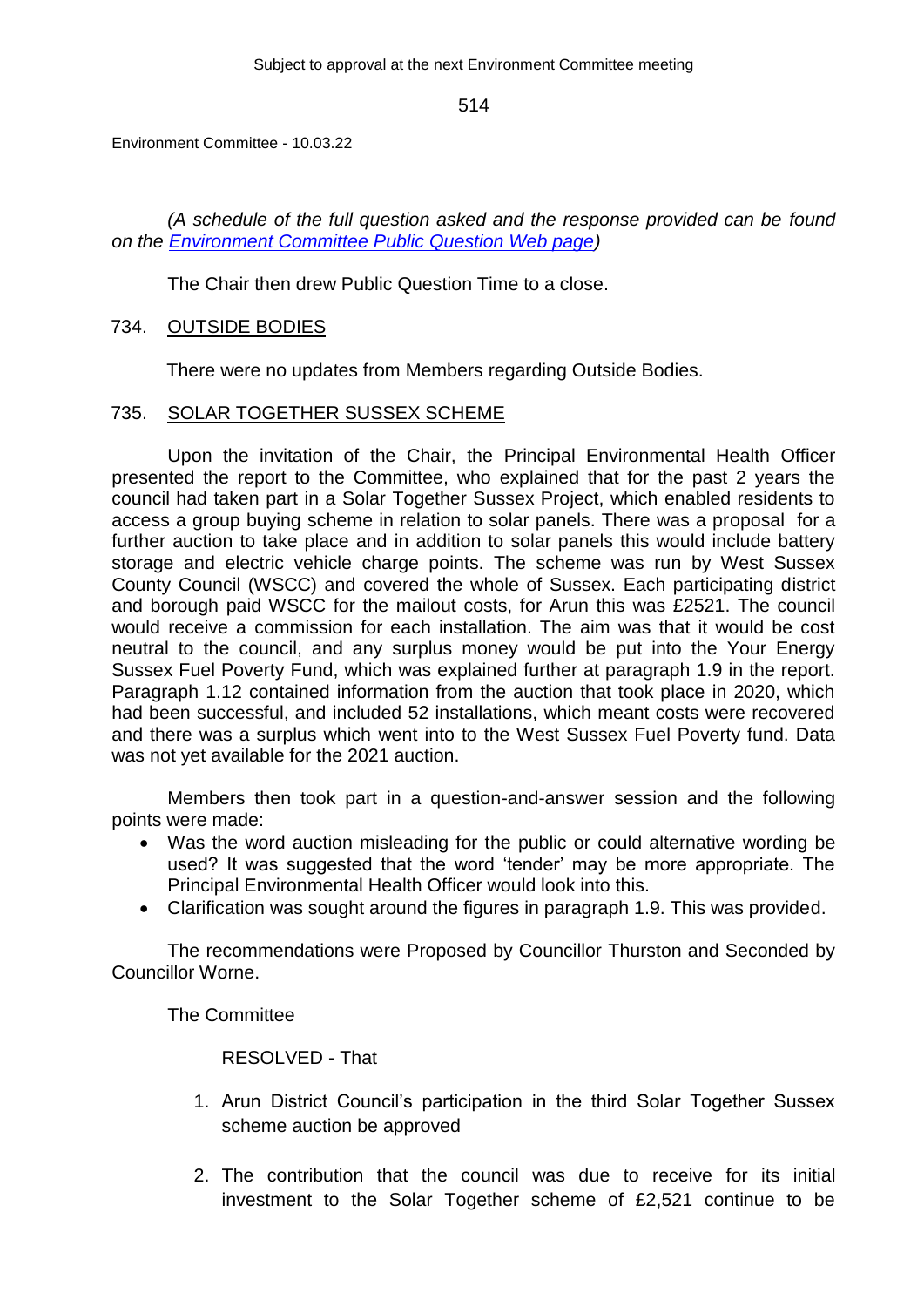*(A schedule of the full question asked and the response provided can be found on the [Environment Committee Public Question Web page](#))*

The Chair then drew Public Question Time to a close.

## 734. OUTSIDE BODIES

There were no updates from Members regarding Outside Bodies.

## 735. SOLAR TOGETHER SUSSEX SCHEME

Upon the invitation of the Chair, the Principal Environmental Health Officer presented the report to the Committee, who explained that for the past 2 years the council had taken part in a Solar Together Sussex Project, which enabled residents to access a group buying scheme in relation to solar panels. There was a proposal for a further auction to take place and in addition to solar panels this would include battery storage and electric vehicle charge points. The scheme was run by West Sussex County Council (WSCC) and covered the whole of Sussex. Each participating district and borough paid WSCC for the mailout costs, for Arun this was £2521. The council would receive a commission for each installation. The aim was that it would be cost neutral to the council, and any surplus money would be put into the Your Energy Sussex Fuel Poverty Fund, which was explained further at paragraph 1.9 in the report. Paragraph 1.12 contained information from the auction that took place in 2020, which had been successful, and included 52 installations, which meant costs were recovered and there was a surplus which went into to the West Sussex Fuel Poverty fund. Data was not yet available for the 2021 auction.

Members then took part in a question-and-answer session and the following points were made:

- Was the word auction misleading for the public or could alternative wording be used? It was suggested that the word 'tender' may be more appropriate. The Principal Environmental Health Officer would look into this.
- Clarification was sought around the figures in paragraph 1.9. This was provided.

The recommendations were Proposed by Councillor Thurston and Seconded by Councillor Worne.

The Committee

RESOLVED - That

1. Arun District Council's participation in the third Solar Together Sussex scheme auction be approved
2. The contribution that the council was due to receive for its initial investment to the Solar Together scheme of £2,521 continue to be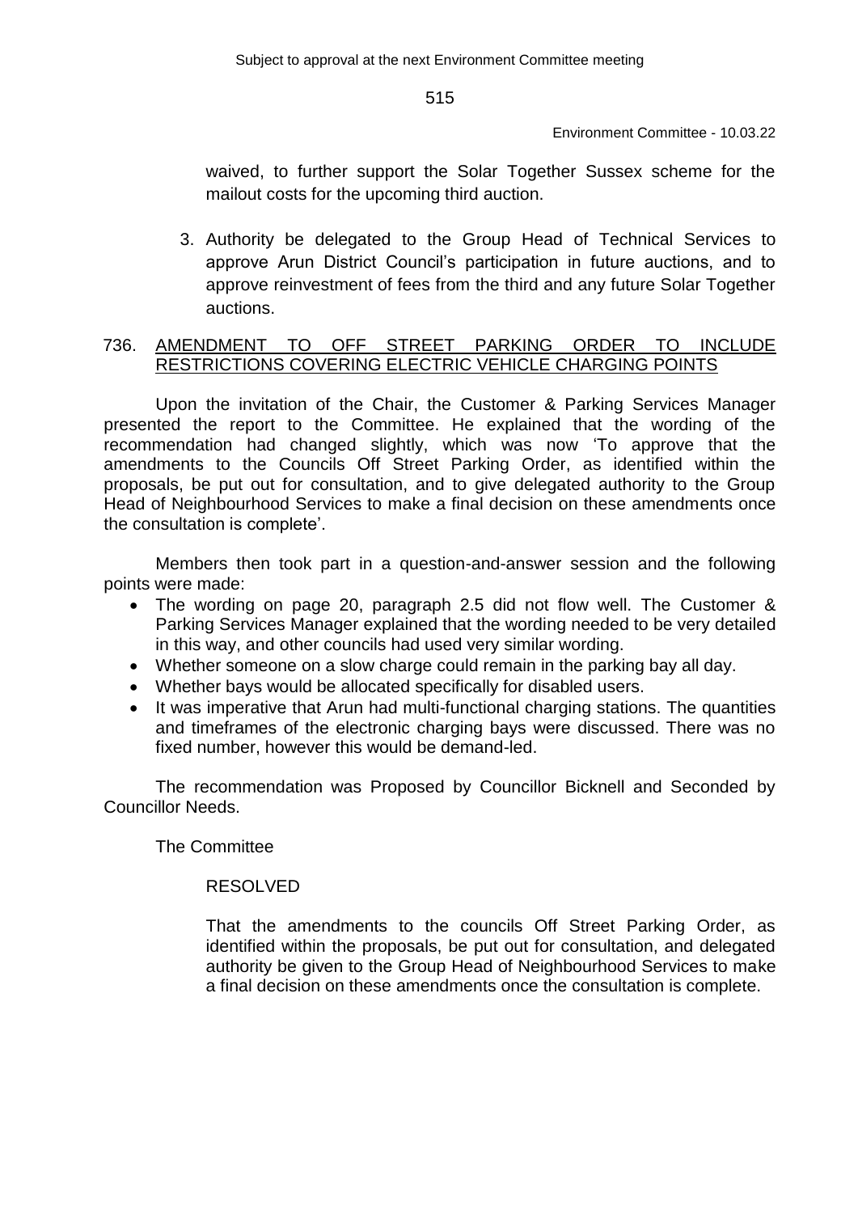waived, to further support the Solar Together Sussex scheme for the mailout costs for the upcoming third auction.

3. Authority be delegated to the Group Head of Technical Services to approve Arun District Council's participation in future auctions, and to approve reinvestment of fees from the third and any future Solar Together auctions.

## 736. AMENDMENT TO OFF STREET PARKING ORDER TO INCLUDE RESTRICTIONS COVERING ELECTRIC VEHICLE CHARGING POINTS

Upon the invitation of the Chair, the Customer & Parking Services Manager presented the report to the Committee. He explained that the wording of the recommendation had changed slightly, which was now 'To approve that the amendments to the Councils Off Street Parking Order, as identified within the proposals, be put out for consultation, and to give delegated authority to the Group Head of Neighbourhood Services to make a final decision on these amendments once the consultation is complete'.

Members then took part in a question-and-answer session and the following points were made:

- The wording on page 20, paragraph 2.5 did not flow well. The Customer & Parking Services Manager explained that the wording needed to be very detailed in this way, and other councils had used very similar wording.
- Whether someone on a slow charge could remain in the parking bay all day.
- Whether bays would be allocated specifically for disabled users.
- It was imperative that Arun had multi-functional charging stations. The quantities and timeframes of the electronic charging bays were discussed. There was no fixed number, however this would be demand-led.

The recommendation was Proposed by Councillor Bicknell and Seconded by Councillor Needs.

The Committee

RESOLVED

That the amendments to the councils Off Street Parking Order, as identified within the proposals, be put out for consultation, and delegated authority be given to the Group Head of Neighbourhood Services to make a final decision on these amendments once the consultation is complete.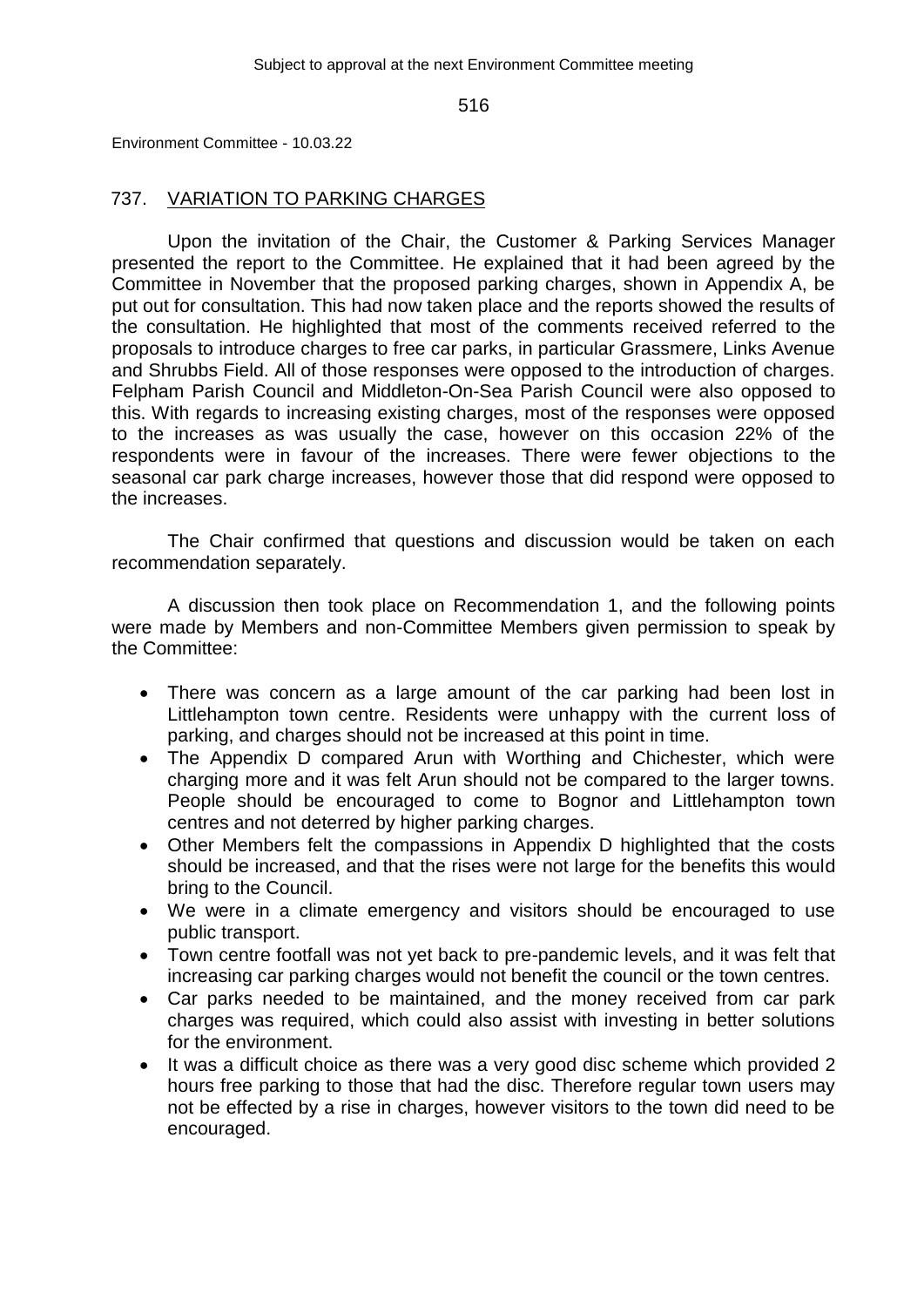Environment Committee - 10.03.22

## 737. VARIATION TO PARKING CHARGES

Upon the invitation of the Chair, the Customer & Parking Services Manager presented the report to the Committee. He explained that it had been agreed by the Committee in November that the proposed parking charges, shown in Appendix A, be put out for consultation. This had now taken place and the reports showed the results of the consultation. He highlighted that most of the comments received referred to the proposals to introduce charges to free car parks, in particular Grassmere, Links Avenue and Shrubbs Field. All of those responses were opposed to the introduction of charges. Felpham Parish Council and Middleton-On-Sea Parish Council were also opposed to this. With regards to increasing existing charges, most of the responses were opposed to the increases as was usually the case, however on this occasion 22% of the respondents were in favour of the increases. There were fewer objections to the seasonal car park charge increases, however those that did respond were opposed to the increases.

The Chair confirmed that questions and discussion would be taken on each recommendation separately.

A discussion then took place on Recommendation 1, and the following points were made by Members and non-Committee Members given permission to speak by the Committee:

- There was concern as a large amount of the car parking had been lost in Littlehampton town centre. Residents were unhappy with the current loss of parking, and charges should not be increased at this point in time.
- The Appendix D compared Arun with Worthing and Chichester, which were charging more and it was felt Arun should not be compared to the larger towns. People should be encouraged to come to Bognor and Littlehampton town centres and not deterred by higher parking charges.
- Other Members felt the compassions in Appendix D highlighted that the costs should be increased, and that the rises were not large for the benefits this would bring to the Council.
- We were in a climate emergency and visitors should be encouraged to use public transport.
- Town centre footfall was not yet back to pre-pandemic levels, and it was felt that increasing car parking charges would not benefit the council or the town centres.
- Car parks needed to be maintained, and the money received from car park charges was required, which could also assist with investing in better solutions for the environment.
- It was a difficult choice as there was a very good disc scheme which provided 2 hours free parking to those that had the disc. Therefore regular town users may not be effected by a rise in charges, however visitors to the town did need to be encouraged.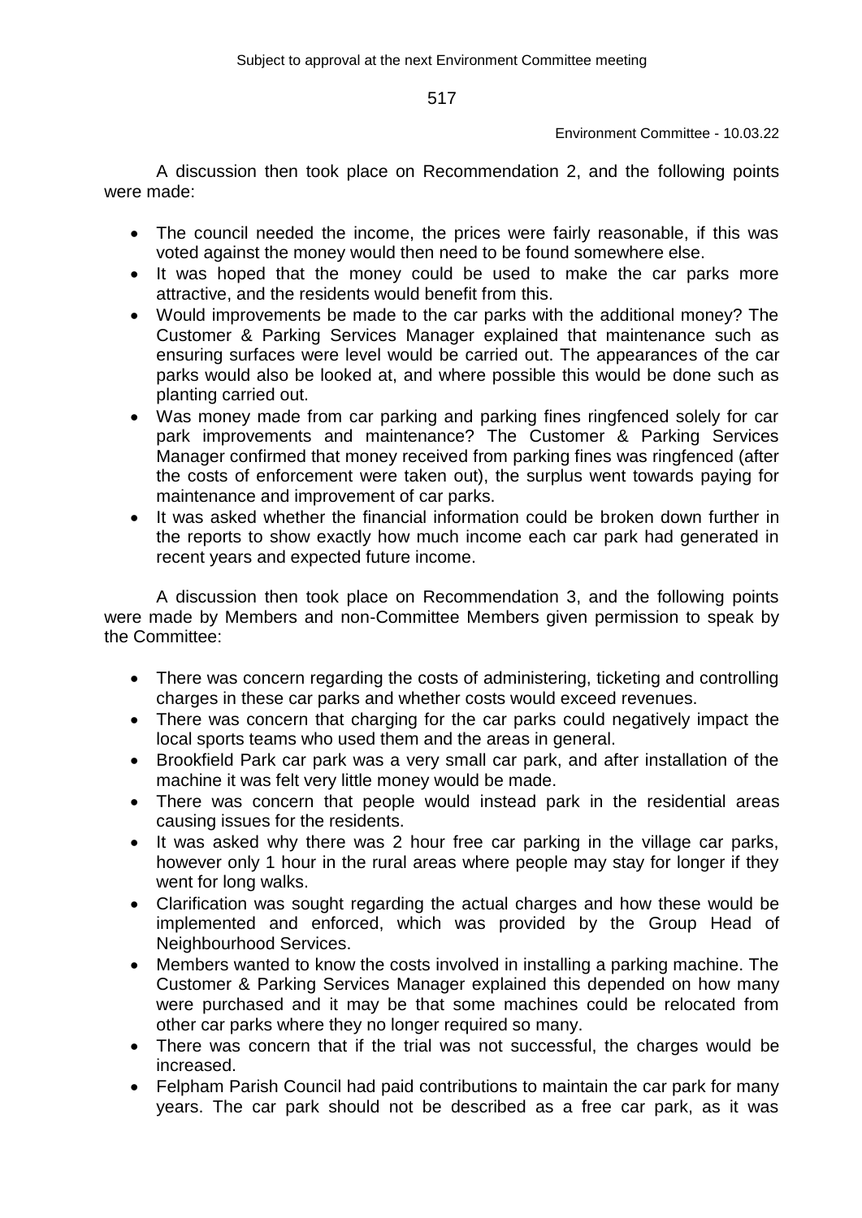A discussion then took place on Recommendation 2, and the following points were made:

- The council needed the income, the prices were fairly reasonable, if this was voted against the money would then need to be found somewhere else.
- It was hoped that the money could be used to make the car parks more attractive, and the residents would benefit from this.
- Would improvements be made to the car parks with the additional money? The Customer & Parking Services Manager explained that maintenance such as ensuring surfaces were level would be carried out. The appearances of the car parks would also be looked at, and where possible this would be done such as planting carried out.
- Was money made from car parking and parking fines ringfenced solely for car park improvements and maintenance? The Customer & Parking Services Manager confirmed that money received from parking fines was ringfenced (after the costs of enforcement were taken out), the surplus went towards paying for maintenance and improvement of car parks.
- It was asked whether the financial information could be broken down further in the reports to show exactly how much income each car park had generated in recent years and expected future income.

A discussion then took place on Recommendation 3, and the following points were made by Members and non-Committee Members given permission to speak by the Committee:

- There was concern regarding the costs of administering, ticketing and controlling charges in these car parks and whether costs would exceed revenues.
- There was concern that charging for the car parks could negatively impact the local sports teams who used them and the areas in general.
- Brookfield Park car park was a very small car park, and after installation of the machine it was felt very little money would be made.
- There was concern that people would instead park in the residential areas causing issues for the residents.
- It was asked why there was 2 hour free car parking in the village car parks, however only 1 hour in the rural areas where people may stay for longer if they went for long walks.
- Clarification was sought regarding the actual charges and how these would be implemented and enforced, which was provided by the Group Head of Neighbourhood Services.
- Members wanted to know the costs involved in installing a parking machine. The Customer & Parking Services Manager explained this depended on how many were purchased and it may be that some machines could be relocated from other car parks where they no longer required so many.
- There was concern that if the trial was not successful, the charges would be increased.
- Felpham Parish Council had paid contributions to maintain the car park for many years. The car park should not be described as a free car park, as it was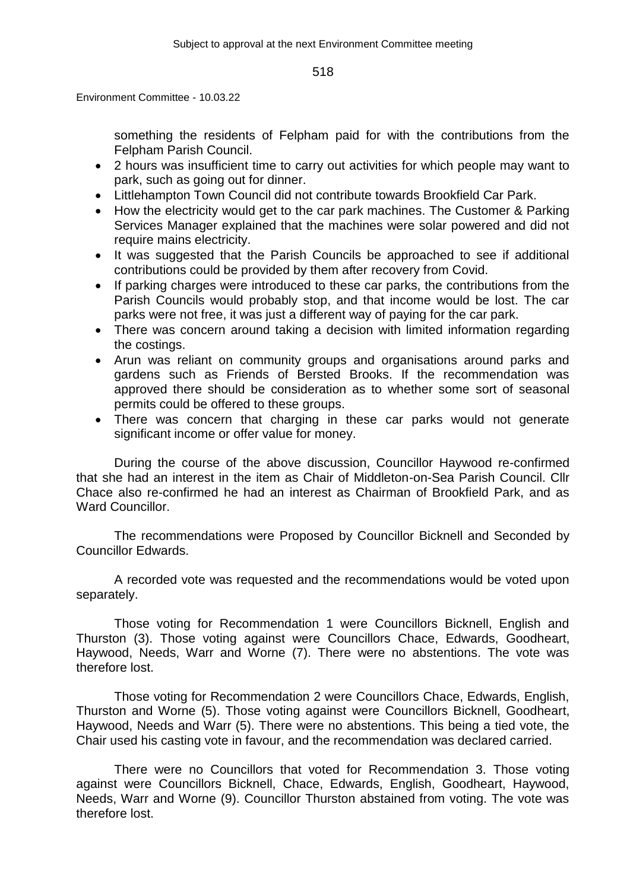something the residents of Felpham paid for with the contributions from the Felpham Parish Council.

- 2 hours was insufficient time to carry out activities for which people may want to park, such as going out for dinner.
- Littlehampton Town Council did not contribute towards Brookfield Car Park.
- How the electricity would get to the car park machines. The Customer & Parking Services Manager explained that the machines were solar powered and did not require mains electricity.
- It was suggested that the Parish Councils be approached to see if additional contributions could be provided by them after recovery from Covid.
- If parking charges were introduced to these car parks, the contributions from the Parish Councils would probably stop, and that income would be lost. The car parks were not free, it was just a different way of paying for the car park.
- There was concern around taking a decision with limited information regarding the costings.
- Arun was reliant on community groups and organisations around parks and gardens such as Friends of Bersted Brooks. If the recommendation was approved there should be consideration as to whether some sort of seasonal permits could be offered to these groups.
- There was concern that charging in these car parks would not generate significant income or offer value for money.

During the course of the above discussion, Councillor Haywood re-confirmed that she had an interest in the item as Chair of Middleton-on-Sea Parish Council. Cllr Chace also re-confirmed he had an interest as Chairman of Brookfield Park, and as Ward Councillor.

The recommendations were Proposed by Councillor Bicknell and Seconded by Councillor Edwards.

A recorded vote was requested and the recommendations would be voted upon separately.

Those voting for Recommendation 1 were Councillors Bicknell, English and Thurston (3). Those voting against were Councillors Chace, Edwards, Goodheart, Haywood, Needs, Warr and Worne (7). There were no abstentions. The vote was therefore lost.

Those voting for Recommendation 2 were Councillors Chace, Edwards, English, Thurston and Worne (5). Those voting against were Councillors Bicknell, Goodheart, Haywood, Needs and Warr (5). There were no abstentions. This being a tied vote, the Chair used his casting vote in favour, and the recommendation was declared carried.

There were no Councillors that voted for Recommendation 3. Those voting against were Councillors Bicknell, Chace, Edwards, English, Goodheart, Haywood, Needs, Warr and Worne (9). Councillor Thurston abstained from voting. The vote was therefore lost.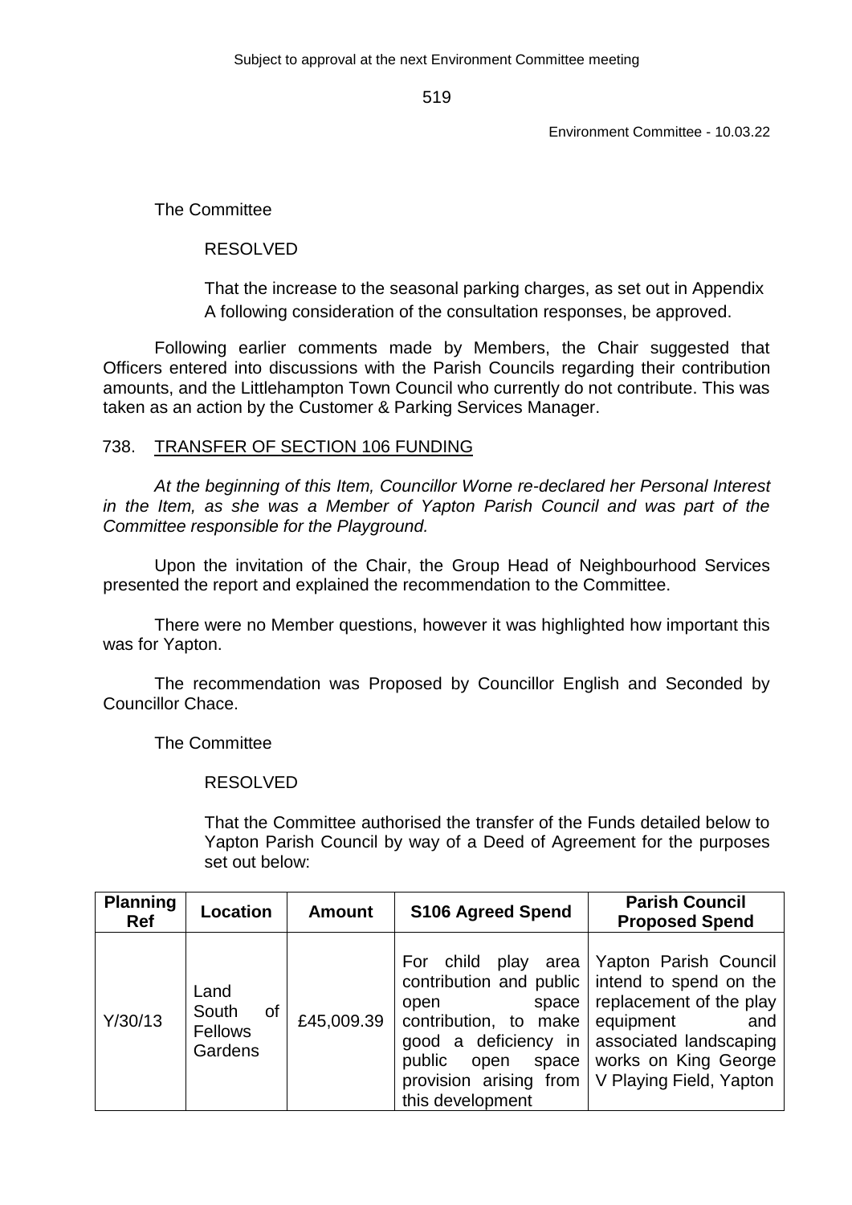The Committee

RESOLVED

That the increase to the seasonal parking charges, as set out in Appendix A following consideration of the consultation responses, be approved.

Following earlier comments made by Members, the Chair suggested that Officers entered into discussions with the Parish Councils regarding their contribution amounts, and the Littlehampton Town Council who currently do not contribute. This was taken as an action by the Customer & Parking Services Manager.

## 738. TRANSFER OF SECTION 106 FUNDING

*At the beginning of this Item, Councillor Worne re-declared her Personal Interest in the Item, as she was a Member of Yapton Parish Council and was part of the Committee responsible for the Playground.*

Upon the invitation of the Chair, the Group Head of Neighbourhood Services presented the report and explained the recommendation to the Committee.

There were no Member questions, however it was highlighted how important this was for Yapton.

The recommendation was Proposed by Councillor English and Seconded by Councillor Chace.

The Committee

RESOLVED

That the Committee authorised the transfer of the Funds detailed below to Yapton Parish Council by way of a Deed of Agreement for the purposes set out below:

| Planning Ref | Location | Amount | S106 Agreed Spend | Parish Council Proposed Spend |
|---|---|---|---|---|
| Y/30/13 | Land South of Fellows Gardens | £45,009.39 | For child play area contribution and public open space contribution, to make good a deficiency in public open space provision arising from this development | Yapton Parish Council intend to spend on the replacement of the play equipment and associated landscaping works on King George V Playing Field, Yapton |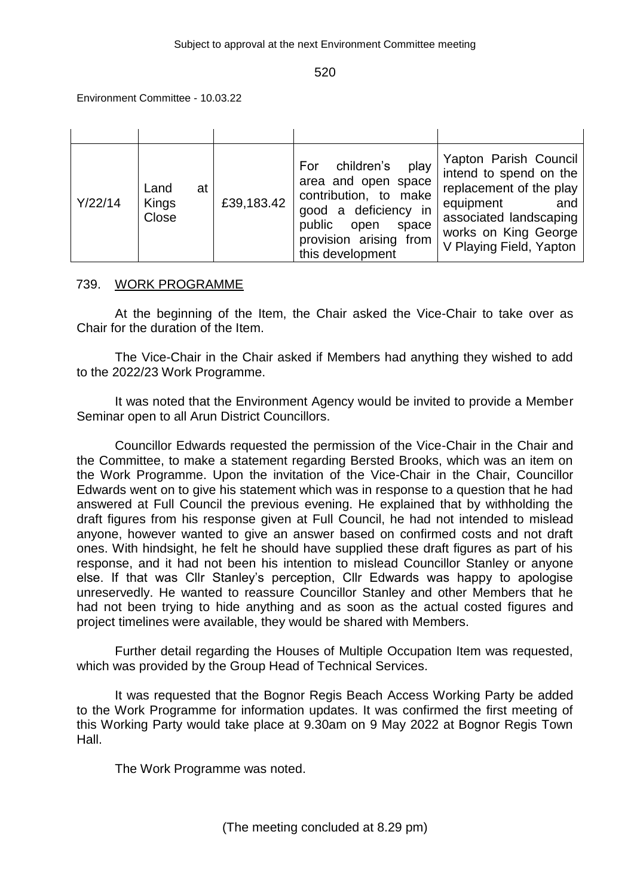| | | | | |
|---|---|---|---|---|
| Y/22/14 | Land at Kings Close | £39,183.42 | For children's play area and open space contribution, to make good a deficiency in public open space provision arising from this development | Yapton Parish Council intend to spend on the replacement of the play equipment and associated landscaping works on King George V Playing Field, Yapton |

## 739. WORK PROGRAMME

At the beginning of the Item, the Chair asked the Vice-Chair to take over as Chair for the duration of the Item.

The Vice-Chair in the Chair asked if Members had anything they wished to add to the 2022/23 Work Programme.

It was noted that the Environment Agency would be invited to provide a Member Seminar open to all Arun District Councillors.

Councillor Edwards requested the permission of the Vice-Chair in the Chair and the Committee, to make a statement regarding Bersted Brooks, which was an item on the Work Programme. Upon the invitation of the Vice-Chair in the Chair, Councillor Edwards went on to give his statement which was in response to a question that he had answered at Full Council the previous evening. He explained that by withholding the draft figures from his response given at Full Council, he had not intended to mislead anyone, however wanted to give an answer based on confirmed costs and not draft ones. With hindsight, he felt he should have supplied these draft figures as part of his response, and it had not been his intention to mislead Councillor Stanley or anyone else. If that was Cllr Stanley's perception, Cllr Edwards was happy to apologise unreservedly. He wanted to reassure Councillor Stanley and other Members that he had not been trying to hide anything and as soon as the actual costed figures and project timelines were available, they would be shared with Members.

Further detail regarding the Houses of Multiple Occupation Item was requested, which was provided by the Group Head of Technical Services.

It was requested that the Bognor Regis Beach Access Working Party be added to the Work Programme for information updates. It was confirmed the first meeting of this Working Party would take place at 9.30am on 9 May 2022 at Bognor Regis Town Hall.

The Work Programme was noted.

(The meeting concluded at 8.29 pm)